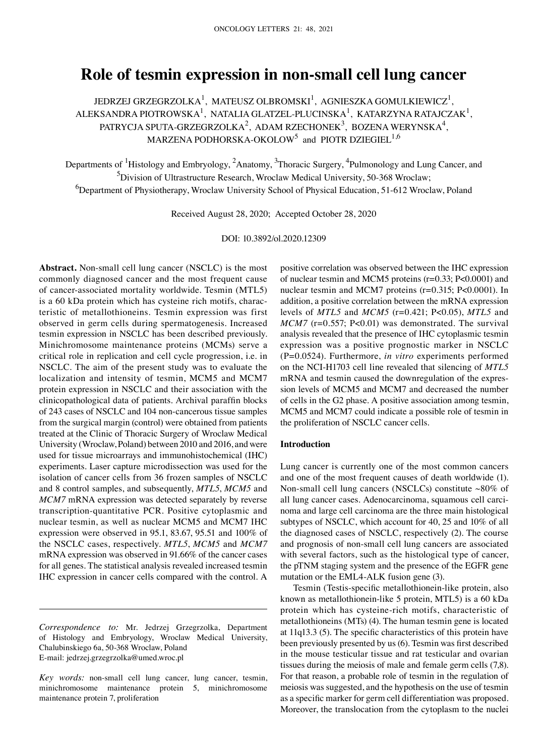# Role of tesmin expression in non-small cell lung cancer

JEDRZEJ GRZEGRZOLKA[1], MATEUSZ OLBROMSKI[1], AGNIESZKA GOMULKIEWICZ[1], ALEKSANDRA PIOTROWSKA[1], NATALIA GLATZEL-PLUCINSKA[1], KATARZYNA RATAJCZAK[1], PATRYCJA SPUTA-GRZEGRZOLKA[2], ADAM RZECHONEK[3], BOZENA WERYNSKA[4], MARZENA PODHORSKA-OKOLOW[5] and PIOTR DZIEGIEL[1,6]

Departments of [1]Histology and Embryology, [2]Anatomy, [3]Thoracic Surgery, [4]Pulmonology and Lung Cancer, and [5]Division of Ultrastructure Research, Wroclaw Medical University, 50-368 Wroclaw; [6]Department of Physiotherapy, Wroclaw University School of Physical Education, 51-612 Wroclaw, Poland

Received August 28, 2020; Accepted October 28, 2020

DOI: 10.3892/ol.2020.12309

**Abstract.** Non-small cell lung cancer (NSCLC) is the most commonly diagnosed cancer and the most frequent cause of cancer-associated mortality worldwide. Tesmin (MTL5) is a 60 kDa protein which has cysteine rich motifs, characteristic of metallothioneins. Tesmin expression was first observed in germ cells during spermatogenesis. Increased tesmin expression in NSCLC has been described previously. Minichromosome maintenance proteins (MCMs) serve a critical role in replication and cell cycle progression, i.e. in NSCLC. The aim of the present study was to evaluate the localization and intensity of tesmin, MCM5 and MCM7 protein expression in NSCLC and their association with the clinicopathological data of patients. Archival paraffin blocks of 243 cases of NSCLC and 104 non-cancerous tissue samples from the surgical margin (control) were obtained from patients treated at the Clinic of Thoracic Surgery of Wroclaw Medical University (Wroclaw, Poland) between 2010 and 2016, and were used for tissue microarrays and immunohistochemical (IHC) experiments. Laser capture microdissection was used for the isolation of cancer cells from 36 frozen samples of NSCLC and 8 control samples, and subsequently, *MTL5*, *MCM5* and *MCM7* mRNA expression was detected separately by reverse transcription-quantitative PCR. Positive cytoplasmic and nuclear tesmin, as well as nuclear MCM5 and MCM7 IHC expression were observed in 95.1, 83.67, 95.51 and 100% of the NSCLC cases, respectively. *MTL5*, *MCM5* and *MCM7* mRNA expression was observed in 91.66% of the cancer cases for all genes. The statistical analysis revealed increased tesmin IHC expression in cancer cells compared with the control. A positive correlation was observed between the IHC expression of nuclear tesmin and MCM5 proteins ($r=0.33$; $P<0.0001$) and nuclear tesmin and MCM7 proteins ($r=0.315$; $P<0.0001$). In addition, a positive correlation between the mRNA expression levels of *MTL5* and *MCM5* ($r=0.421$; $P<0.05$), *MTL5* and *MCM7* ($r=0.557$; $P<0.01$) was demonstrated. The survival analysis revealed that the presence of IHC cytoplasmic tesmin expression was a positive prognostic marker in NSCLC ($P=0.0524$). Furthermore, *in vitro* experiments performed on the NCI-H1703 cell line revealed that silencing of *MTL5* mRNA and tesmin caused the downregulation of the expression levels of MCM5 and MCM7 and decreased the number of cells in the G2 phase. A positive association among tesmin, MCM5 and MCM7 could indicate a possible role of tesmin in the proliferation of NSCLC cancer cells.

*Correspondence to:* Mr. Jedrzej Grzegrzolka, Department of Histology and Embryology, Wroclaw Medical University, Chalubinskiego 6a, 50-368 Wroclaw, Poland
E-mail: jedrzej.grzegrzolka@umed.wroc.pl

*Key words:* non-small cell lung cancer, lung cancer, tesmin, minichromosome maintenance protein 5, minichromosome maintenance protein 7, proliferation

## Introduction

Lung cancer is currently one of the most common cancers and one of the most frequent causes of death worldwide (1). Non-small cell lung cancers (NSCLCs) constitute ~80% of all lung cancer cases. Adenocarcinoma, squamous cell carcinoma and large cell carcinoma are the three main histological subtypes of NSCLC, which account for 40, 25 and 10% of all the diagnosed cases of NSCLC, respectively (2). The course and prognosis of non-small cell lung cancers are associated with several factors, such as the histological type of cancer, the pTNM staging system and the presence of the EGFR gene mutation or the EML4-ALK fusion gene (3).

Tesmin (Testis-specific metallothionein-like protein, also known as metallothionein-like 5 protein, MTL5) is a 60 kDa protein which has cysteine-rich motifs, characteristic of metallothioneins (MTs) (4). The human tesmin gene is located at 11q13.3 (5). The specific characteristics of this protein have been previously presented by us (6). Tesmin was first described in the mouse testicular tissue and rat testicular and ovarian tissues during the meiosis of male and female germ cells (7,8). For that reason, a probable role of tesmin in the regulation of meiosis was suggested, and the hypothesis on the use of tesmin as a specific marker for germ cell differentiation was proposed. Moreover, the translocation from the cytoplasm to the nuclei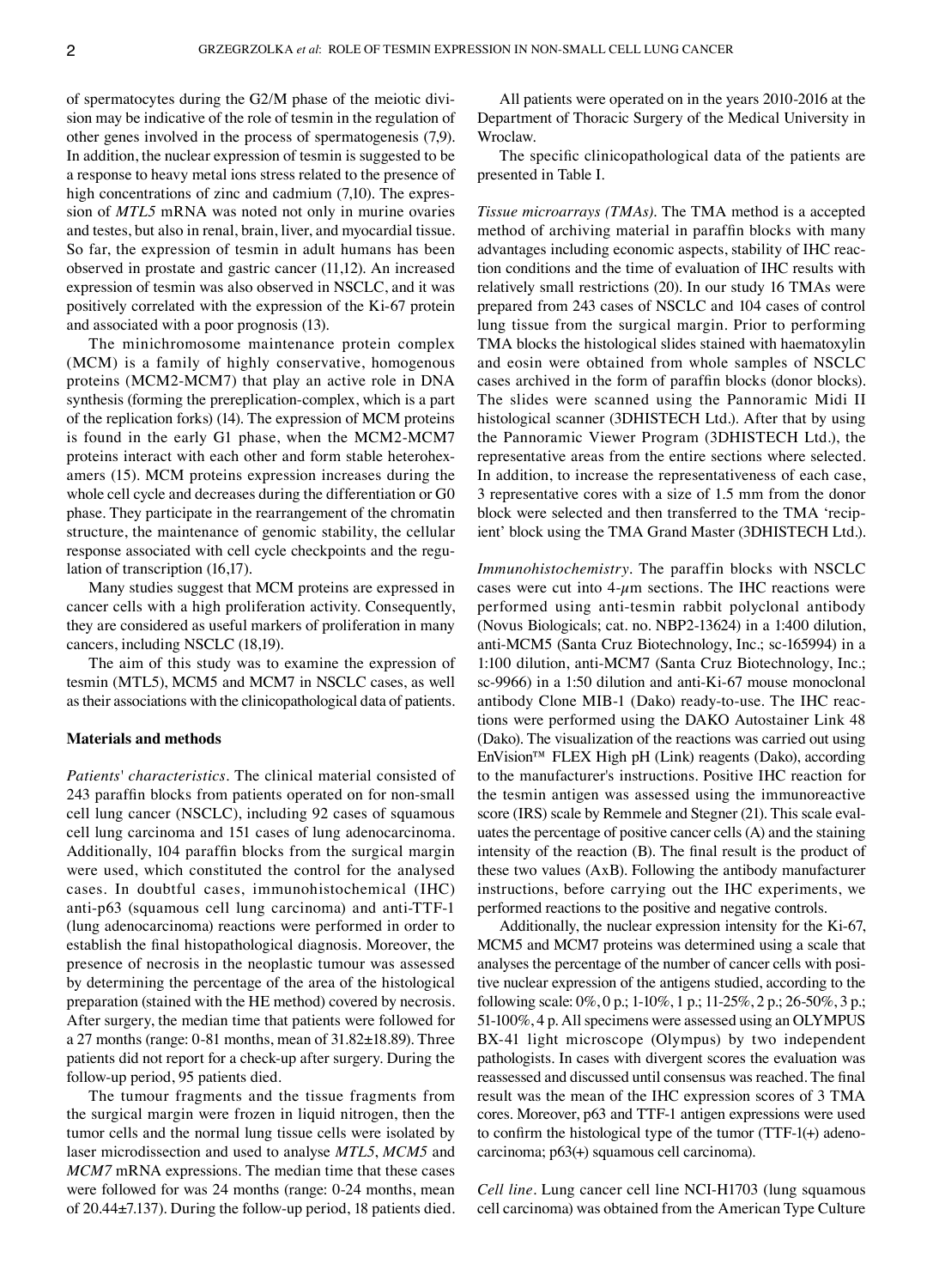of spermatocytes during the G2/M phase of the meiotic division may be indicative of the role of tesmin in the regulation of other genes involved in the process of spermatogenesis (7,9). In addition, the nuclear expression of tesmin is suggested to be a response to heavy metal ions stress related to the presence of high concentrations of zinc and cadmium (7,10). The expression of *MTL5* mRNA was noted not only in murine ovaries and testes, but also in renal, brain, liver, and myocardial tissue. So far, the expression of tesmin in adult humans has been observed in prostate and gastric cancer (11,12). An increased expression of tesmin was also observed in NSCLC, and it was positively correlated with the expression of the Ki-67 protein and associated with a poor prognosis (13).

The minichromosome maintenance protein complex (MCM) is a family of highly conservative, homogenous proteins (MCM2-MCM7) that play an active role in DNA synthesis (forming the prereplication-complex, which is a part of the replication forks) (14). The expression of MCM proteins is found in the early G1 phase, when the MCM2-MCM7 proteins interact with each other and form stable heterohexamers (15). MCM proteins expression increases during the whole cell cycle and decreases during the differentiation or G0 phase. They participate in the rearrangement of the chromatin structure, the maintenance of genomic stability, the cellular response associated with cell cycle checkpoints and the regulation of transcription (16,17).

Many studies suggest that MCM proteins are expressed in cancer cells with a high proliferation activity. Consequently, they are considered as useful markers of proliferation in many cancers, including NSCLC (18,19).

The aim of this study was to examine the expression of tesmin (MTL5), MCM5 and MCM7 in NSCLC cases, as well as their associations with the clinicopathological data of patients.

## Materials and methods

*Patients' characteristics.* The clinical material consisted of 243 paraffin blocks from patients operated on for non-small cell lung cancer (NSCLC), including 92 cases of squamous cell lung carcinoma and 151 cases of lung adenocarcinoma. Additionally, 104 paraffin blocks from the surgical margin were used, which constituted the control for the analysed cases. In doubtful cases, immunohistochemical (IHC) anti-p63 (squamous cell lung carcinoma) and anti-TTF-1 (lung adenocarcinoma) reactions were performed in order to establish the final histopathological diagnosis. Moreover, the presence of necrosis in the neoplastic tumour was assessed by determining the percentage of the area of the histological preparation (stained with the HE method) covered by necrosis. After surgery, the median time that patients were followed for a 27 months (range: 0-81 months, mean of 31.82±18.89). Three patients did not report for a check-up after surgery. During the follow-up period, 95 patients died.

The tumour fragments and the tissue fragments from the surgical margin were frozen in liquid nitrogen, then the tumor cells and the normal lung tissue cells were isolated by laser microdissection and used to analyse *MTL5*, *MCM5* and *MCM7* mRNA expressions. The median time that these cases were followed for was 24 months (range: 0-24 months, mean of 20.44±7.137). During the follow-up period, 18 patients died.

All patients were operated on in the years 2010-2016 at the Department of Thoracic Surgery of the Medical University in Wroclaw.

The specific clinicopathological data of the patients are presented in Table I.

*Tissue microarrays (TMAs).* The TMA method is a accepted method of archiving material in paraffin blocks with many advantages including economic aspects, stability of IHC reaction conditions and the time of evaluation of IHC results with relatively small restrictions (20). In our study 16 TMAs were prepared from 243 cases of NSCLC and 104 cases of control lung tissue from the surgical margin. Prior to performing TMA blocks the histological slides stained with haematoxylin and eosin were obtained from whole samples of NSCLC cases archived in the form of paraffin blocks (donor blocks). The slides were scanned using the Pannoramic Midi II histological scanner (3DHISTECH Ltd.). After that by using the Pannoramic Viewer Program (3DHISTECH Ltd.), the representative areas from the entire sections where selected. In addition, to increase the representativeness of each case, 3 representative cores with a size of 1.5 mm from the donor block were selected and then transferred to the TMA 'recipient' block using the TMA Grand Master (3DHISTECH Ltd.).

*Immunohistochemistry.* The paraffin blocks with NSCLC cases were cut into 4-$\mu$m sections. The IHC reactions were performed using anti-tesmin rabbit polyclonal antibody (Novus Biologicals; cat. no. NBP2-13624) in a 1:400 dilution, anti-MCM5 (Santa Cruz Biotechnology, Inc.; sc-165994) in a 1:100 dilution, anti-MCM7 (Santa Cruz Biotechnology, Inc.; sc-9966) in a 1:50 dilution and anti-Ki-67 mouse monoclonal antibody Clone MIB-1 (Dako) ready-to-use. The IHC reactions were performed using the DAKO Autostainer Link 48 (Dako). The visualization of the reactions was carried out using EnVision™ FLEX High pH (Link) reagents (Dako), according to the manufacturer's instructions. Positive IHC reaction for the tesmin antigen was assessed using the immunoreactive score (IRS) scale by Remmele and Stegner (21). This scale evaluates the percentage of positive cancer cells (A) and the staining intensity of the reaction (B). The final result is the product of these two values (AxB). Following the antibody manufacturer instructions, before carrying out the IHC experiments, we performed reactions to the positive and negative controls.

Additionally, the nuclear expression intensity for the Ki-67, MCM5 and MCM7 proteins was determined using a scale that analyses the percentage of the number of cancer cells with positive nuclear expression of the antigens studied, according to the following scale: 0%, 0 p.; 1-10%, 1 p.; 11-25%, 2 p.; 26-50%, 3 p.; 51-100%, 4 p. All specimens were assessed using an OLYMPUS BX-41 light microscope (Olympus) by two independent pathologists. In cases with divergent scores the evaluation was reassessed and discussed until consensus was reached. The final result was the mean of the IHC expression scores of 3 TMA cores. Moreover, p63 and TTF-1 antigen expressions were used to confirm the histological type of the tumor (TTF-1(+) adenocarcinoma; p63(+) squamous cell carcinoma).

*Cell line.* Lung cancer cell line NCI-H1703 (lung squamous cell carcinoma) was obtained from the American Type Culture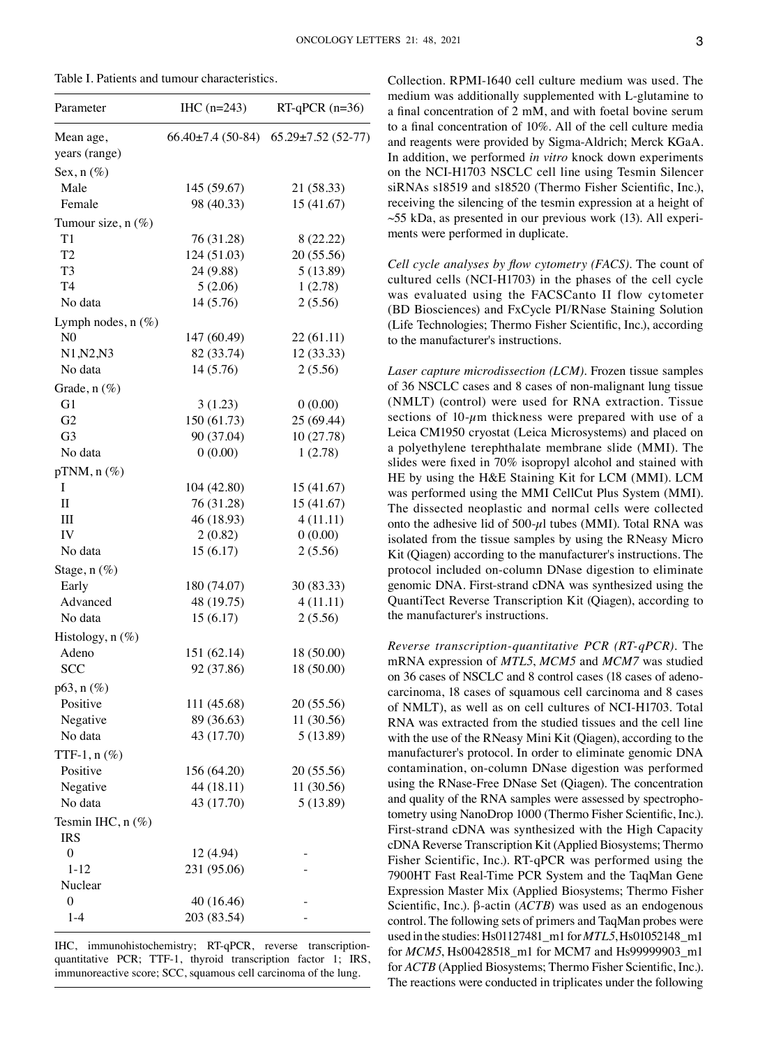Table I. Patients and tumour characteristics.

| Parameter | IHC (n=243) | RT-qPCR (n=36) |
| --- | --- | --- |
| Mean age, years (range) | 66.40±7.4 (50-84) | 65.29±7.52 (52-77) |
| Sex, n (%) | | |
| Male | 145 (59.67) | 21 (58.33) |
| Female | 98 (40.33) | 15 (41.67) |
| Tumour size, n (%) | | |
| T1 | 76 (31.28) | 8 (22.22) |
| T2 | 124 (51.03) | 20 (55.56) |
| T3 | 24 (9.88) | 5 (13.89) |
| T4 | 5 (2.06) | 1 (2.78) |
| No data | 14 (5.76) | 2 (5.56) |
| Lymph nodes, n (%) | | |
| N0 | 147 (60.49) | 22 (61.11) |
| N1,N2,N3 | 82 (33.74) | 12 (33.33) |
| No data | 14 (5.76) | 2 (5.56) |
| Grade, n (%) | | |
| G1 | 3 (1.23) | 0 (0.00) |
| G2 | 150 (61.73) | 25 (69.44) |
| G3 | 90 (37.04) | 10 (27.78) |
| No data | 0 (0.00) | 1 (2.78) |
| pTNM, n (%) | | |
| I | 104 (42.80) | 15 (41.67) |
| II | 76 (31.28) | 15 (41.67) |
| III | 46 (18.93) | 4 (11.11) |
| IV | 2 (0.82) | 0 (0.00) |
| No data | 15 (6.17) | 2 (5.56) |
| Stage, n (%) | | |
| Early | 180 (74.07) | 30 (83.33) |
| Advanced | 48 (19.75) | 4 (11.11) |
| No data | 15 (6.17) | 2 (5.56) |
| Histology, n (%) | | |
| Adeno | 151 (62.14) | 18 (50.00) |
| SCC | 92 (37.86) | 18 (50.00) |
| p63, n (%) | | |
| Positive | 111 (45.68) | 20 (55.56) |
| Negative | 89 (36.63) | 11 (30.56) |
| No data | 43 (17.70) | 5 (13.89) |
| TTF-1, n (%) | | |
| Positive | 156 (64.20) | 20 (55.56) |
| Negative | 44 (18.11) | 11 (30.56) |
| No data | 43 (17.70) | 5 (13.89) |
| Tesmin IHC, n (%) | | |
| IRS | | |
| 0 | 12 (4.94) | - |
| 1-12 | 231 (95.06) | - |
| Nuclear | | |
| 0 | 40 (16.46) | - |
| 1-4 | 203 (83.54) | - |

IHC, immunohistochemistry; RT-qPCR, reverse transcription-quantitative PCR; TTF-1, thyroid transcription factor 1; IRS, immunoreactive score; SCC, squamous cell carcinoma of the lung.

Collection. RPMI-1640 cell culture medium was used. The medium was additionally supplemented with L-glutamine to a final concentration of 2 mM, and with foetal bovine serum to a final concentration of 10%. All of the cell culture media and reagents were provided by Sigma-Aldrich; Merck KGaA. In addition, we performed *in vitro* knock down experiments on the NCI-H1703 NSCLC cell line using Tesmin Silencer siRNAs s18519 and s18520 (Thermo Fisher Scientific, Inc.), receiving the silencing of the tesmin expression at a height of ~55 kDa, as presented in our previous work (13). All experiments were performed in duplicate.

*Cell cycle analyses by flow cytometry (FACS).* The count of cultured cells (NCI-H1703) in the phases of the cell cycle was evaluated using the FACSCanto II flow cytometer (BD Biosciences) and FxCycle PI/RNase Staining Solution (Life Technologies; Thermo Fisher Scientific, Inc.), according to the manufacturer's instructions.

*Laser capture microdissection (LCM).* Frozen tissue samples of 36 NSCLC cases and 8 cases of non-malignant lung tissue (NMLT) (control) were used for RNA extraction. Tissue sections of 10-$\mu$m thickness were prepared with use of a Leica CM1950 cryostat (Leica Microsystems) and placed on a polyethylene terephthalate membrane slide (MMI). The slides were fixed in 70% isopropyl alcohol and stained with HE by using the H&E Staining Kit for LCM (MMI). LCM was performed using the MMI CellCut Plus System (MMI). The dissected neoplastic and normal cells were collected onto the adhesive lid of 500-$\mu$l tubes (MMI). Total RNA was isolated from the tissue samples by using the RNeasy Micro Kit (Qiagen) according to the manufacturer's instructions. The protocol included on-column DNase digestion to eliminate genomic DNA. First-strand cDNA was synthesized using the QuantiTect Reverse Transcription Kit (Qiagen), according to the manufacturer's instructions.

*Reverse transcription-quantitative PCR (RT-qPCR).* The mRNA expression of *MTL5*, *MCM5* and *MCM7* was studied on 36 cases of NSCLC and 8 control cases (18 cases of adenocarcinoma, 18 cases of squamous cell carcinoma and 8 cases of NMLT), as well as on cell cultures of NCI-H1703. Total RNA was extracted from the studied tissues and the cell line with the use of the RNeasy Mini Kit (Qiagen), according to the manufacturer's protocol. In order to eliminate genomic DNA contamination, on-column DNase digestion was performed using the RNase-Free DNase Set (Qiagen). The concentration and quality of the RNA samples were assessed by spectrophotometry using NanoDrop 1000 (Thermo Fisher Scientific, Inc.). First-strand cDNA was synthesized with the High Capacity cDNA Reverse Transcription Kit (Applied Biosystems; Thermo Fisher Scientific, Inc.). RT-qPCR was performed using the 7900HT Fast Real-Time PCR System and the TaqMan Gene Expression Master Mix (Applied Biosystems; Thermo Fisher Scientific, Inc.). β-actin (*ACTB*) was used as an endogenous control. The following sets of primers and TaqMan probes were used in the studies: Hs01127481_m1 for *MTL5*, Hs01052148_m1 for *MCM5*, Hs00428518_m1 for MCM7 and Hs99999903_m1 for *ACTB* (Applied Biosystems; Thermo Fisher Scientific, Inc.). The reactions were conducted in triplicates under the following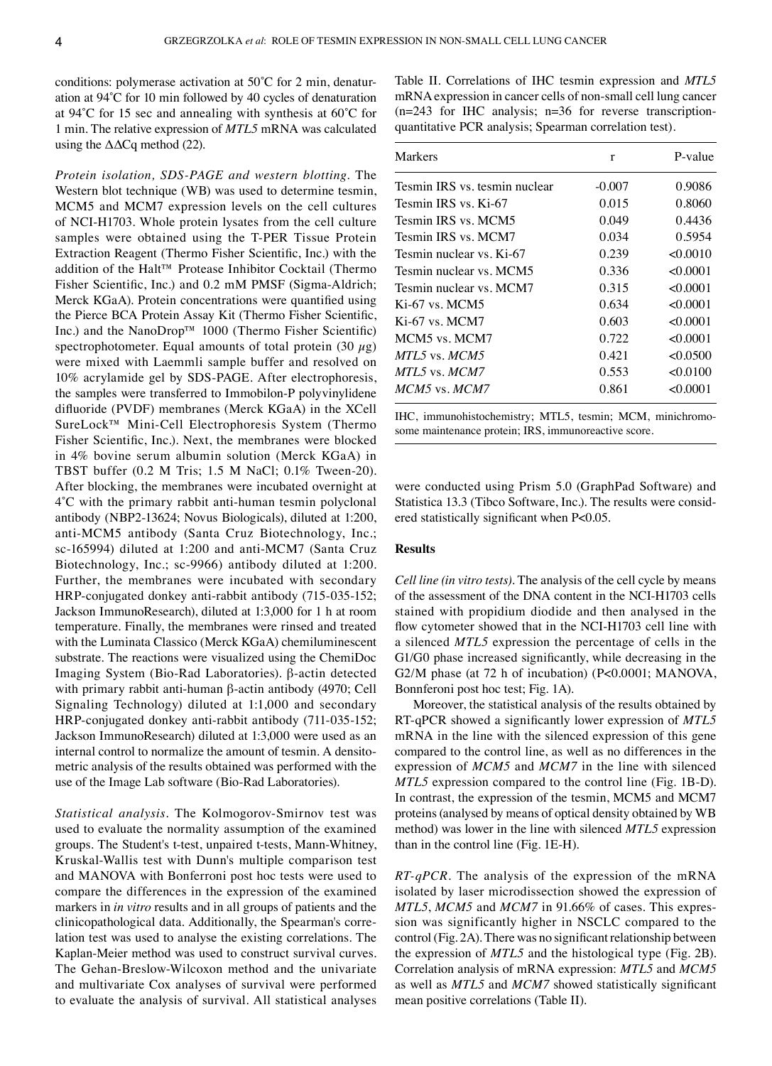conditions: polymerase activation at 50˚C for 2 min, denaturation at 94˚C for 10 min followed by 40 cycles of denaturation at 94˚C for 15 sec and annealing with synthesis at 60˚C for 1 min. The relative expression of *MTL5* mRNA was calculated using the ΔΔCq method (22).

*Protein isolation, SDS-PAGE and western blotting.* The Western blot technique (WB) was used to determine tesmin, MCM5 and MCM7 expression levels on the cell cultures of NCI-H1703. Whole protein lysates from the cell culture samples were obtained using the T-PER Tissue Protein Extraction Reagent (Thermo Fisher Scientific, Inc.) with the addition of the Halt™ Protease Inhibitor Cocktail (Thermo Fisher Scientific, Inc.) and 0.2 mM PMSF (Sigma-Aldrich; Merck KGaA). Protein concentrations were quantified using the Pierce BCA Protein Assay Kit (Thermo Fisher Scientific, Inc.) and the NanoDrop™ 1000 (Thermo Fisher Scientific) spectrophotometer. Equal amounts of total protein (30 $\mu$g) were mixed with Laemmli sample buffer and resolved on 10% acrylamide gel by SDS-PAGE. After electrophoresis, the samples were transferred to Immobilon-P polyvinylidene difluoride (PVDF) membranes (Merck KGaA) in the XCell SureLock™ Mini-Cell Electrophoresis System (Thermo Fisher Scientific, Inc.). Next, the membranes were blocked in 4% bovine serum albumin solution (Merck KGaA) in TBST buffer (0.2 M Tris; 1.5 M NaCl; 0.1% Tween-20). After blocking, the membranes were incubated overnight at 4˚C with the primary rabbit anti-human tesmin polyclonal antibody (NBP2-13624; Novus Biologicals), diluted at 1:200, anti-MCM5 antibody (Santa Cruz Biotechnology, Inc.; sc-165994) diluted at 1:200 and anti-MCM7 (Santa Cruz Biotechnology, Inc.; sc-9966) antibody diluted at 1:200. Further, the membranes were incubated with secondary HRP-conjugated donkey anti-rabbit antibody (715-035-152; Jackson ImmunoResearch), diluted at 1:3,000 for 1 h at room temperature. Finally, the membranes were rinsed and treated with the Luminata Classico (Merck KGaA) chemiluminescent substrate. The reactions were visualized using the ChemiDoc Imaging System (Bio-Rad Laboratories). β-actin detected with primary rabbit anti-human β-actin antibody (4970; Cell Signaling Technology) diluted at 1:1,000 and secondary HRP-conjugated donkey anti-rabbit antibody (711-035-152; Jackson ImmunoResearch) diluted at 1:3,000 were used as an internal control to normalize the amount of tesmin. A densitometric analysis of the results obtained was performed with the use of the Image Lab software (Bio-Rad Laboratories).

*Statistical analysis.* The Kolmogorov-Smirnov test was used to evaluate the normality assumption of the examined groups. The Student's t-test, unpaired t-tests, Mann-Whitney, Kruskal-Wallis test with Dunn's multiple comparison test and MANOVA with Bonferroni post hoc tests were used to compare the differences in the expression of the examined markers in *in vitro* results and in all groups of patients and the clinicopathological data. Additionally, the Spearman's correlation test was used to analyse the existing correlations. The Kaplan-Meier method was used to construct survival curves. The Gehan-Breslow-Wilcoxon method and the univariate and multivariate Cox analyses of survival were performed to evaluate the analysis of survival. All statistical analyses were conducted using Prism 5.0 (GraphPad Software) and Statistica 13.3 (Tibco Software, Inc.). The results were considered statistically significant when P<0.05.

Table II. Correlations of IHC tesmin expression and *MTL5* mRNA expression in cancer cells of non-small cell lung cancer (n=243 for IHC analysis; n=36 for reverse transcription-quantitative PCR analysis; Spearman correlation test).

| Markers | r | P-value |
|---|---|---|
| Tesmin IRS vs. tesmin nuclear | -0.007 | 0.9086 |
| Tesmin IRS vs. Ki-67 | 0.015 | 0.8060 |
| Tesmin IRS vs. MCM5 | 0.049 | 0.4436 |
| Tesmin IRS vs. MCM7 | 0.034 | 0.5954 |
| Tesmin nuclear vs. Ki-67 | 0.239 | <0.0010 |
| Tesmin nuclear vs. MCM5 | 0.336 | <0.0001 |
| Tesmin nuclear vs. MCM7 | 0.315 | <0.0001 |
| Ki-67 vs. MCM5 | 0.634 | <0.0001 |
| Ki-67 vs. MCM7 | 0.603 | <0.0001 |
| MCM5 vs. MCM7 | 0.722 | <0.0001 |
| *MTL5* vs. *MCM5* | 0.421 | <0.0500 |
| *MTL5* vs. *MCM7* | 0.553 | <0.0100 |
| *MCM5* vs. *MCM7* | 0.861 | <0.0001 |

IHC, immunohistochemistry; MTL5, tesmin; MCM, minichromosome maintenance protein; IRS, immunoreactive score.

## Results

*Cell line (in vitro tests).* The analysis of the cell cycle by means of the assessment of the DNA content in the NCI-H1703 cells stained with propidium diodide and then analysed in the flow cytometer showed that in the NCI-H1703 cell line with a silenced *MTL5* expression the percentage of cells in the G1/G0 phase increased significantly, while decreasing in the G2/M phase (at 72 h of incubation) (P<0.0001; MANOVA, Bonnferoni post hoc test; Fig. 1A).

Moreover, the statistical analysis of the results obtained by RT-qPCR showed a significantly lower expression of *MTL5* mRNA in the line with the silenced expression of this gene compared to the control line, as well as no differences in the expression of *MCM5* and *MCM7* in the line with silenced *MTL5* expression compared to the control line (Fig. 1B-D). In contrast, the expression of the tesmin, MCM5 and MCM7 proteins (analysed by means of optical density obtained by WB method) was lower in the line with silenced *MTL5* expression than in the control line (Fig. 1E-H).

*RT-qPCR.* The analysis of the expression of the mRNA isolated by laser microdissection showed the expression of *MTL5*, *MCM5* and *MCM7* in 91.66% of cases. This expression was significantly higher in NSCLC compared to the control (Fig. 2A). There was no significant relationship between the expression of *MTL5* and the histological type (Fig. 2B). Correlation analysis of mRNA expression: *MTL5* and *MCM5* as well as *MTL5* and *MCM7* showed statistically significant mean positive correlations (Table II).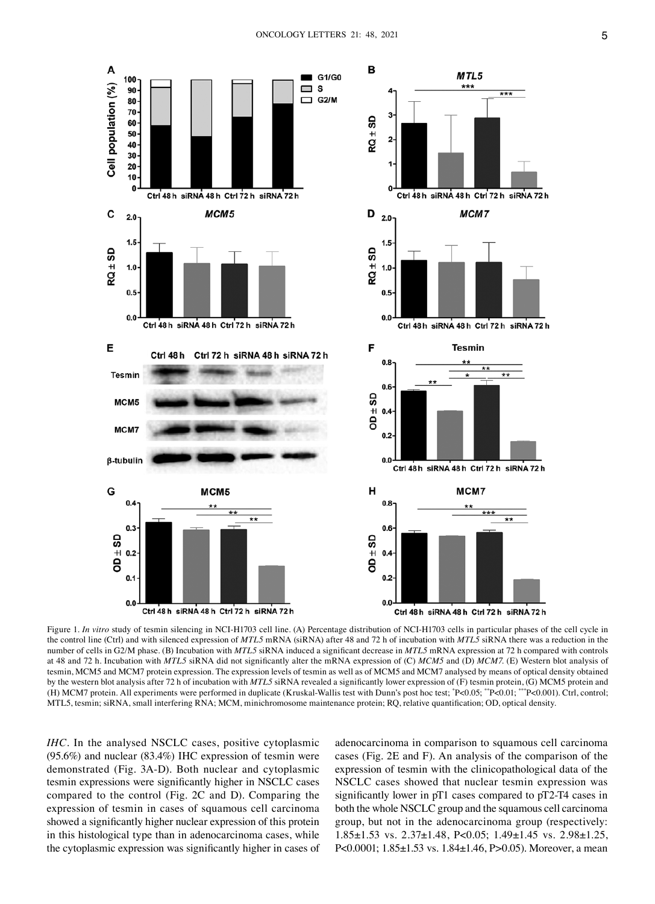Figure 1. *In vitro* study of tesmin silencing in NCI-H1703 cell line. (A) Percentage distribution of NCI-H1703 cells in particular phases of the cell cycle in the control line (Ctrl) and with silenced expression of *MTL5* mRNA (siRNA) after 48 and 72 h of incubation with *MTL5* siRNA there was a reduction in the number of cells in G2/M phase. (B) Incubation with *MTL5* siRNA induced a significant decrease in *MTL5* mRNA expression at 72 h compared with controls at 48 and 72 h. Incubation with *MTL5* siRNA did not significantly alter the mRNA expression of (C) *MCM5* and (D) *MCM7*. (E) Western blot analysis of tesmin, MCM5 and MCM7 protein expression. The expression levels of tesmin as well as of MCM5 and MCM7 analysed by means of optical density obtained by the western blot analysis after 72 h of incubation with *MTL5* siRNA revealed a significantly lower expression of (F) tesmin protein, (G) MCM5 protein and (H) MCM7 protein. All experiments were performed in duplicate (Kruskal-Wallis test with Dunn's post hoc test; *P<0.05; **P<0.01; ***P<0.001). Ctrl, control; MTL5, tesmin; siRNA, small interfering RNA; MCM, minichromosome maintenance protein; RQ, relative quantification; OD, optical density.

*IHC*. In the analysed NSCLC cases, positive cytoplasmic (95.6%) and nuclear (83.4%) IHC expression of tesmin were demonstrated (Fig. 3A-D). Both nuclear and cytoplasmic tesmin expressions were significantly higher in NSCLC cases compared to the control (Fig. 2C and D). Comparing the expression of tesmin in cases of squamous cell carcinoma showed a significantly higher nuclear expression of this protein in this histological type than in adenocarcinoma cases, while the cytoplasmic expression was significantly higher in cases of adenocarcinoma in comparison to squamous cell carcinoma cases (Fig. 2E and F). An analysis of the comparison of the expression of tesmin with the clinicopathological data of the NSCLC cases showed that nuclear tesmin expression was significantly lower in pT1 cases compared to pT2-T4 cases in both the whole NSCLC group and the squamous cell carcinoma group, but not in the adenocarcinoma group (respectively: 1.85±1.53 vs. 2.37±1.48, P<0.05; 1.49±1.45 vs. 2.98±1.25, P<0.0001; 1.85±1.53 vs. 1.84±1.46, P>0.05). Moreover, a mean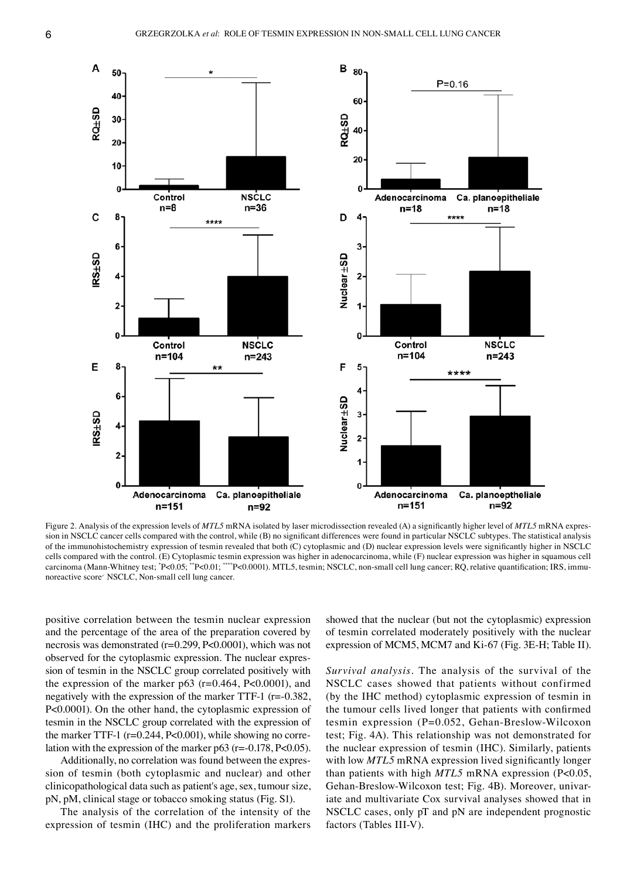Figure 2. Analysis of the expression levels of *MTL5* mRNA isolated by laser microdissection revealed (A) a significantly higher level of *MTL5* mRNA expression in NSCLC cancer cells compared with the control, while (B) no significant differences were found in particular NSCLC subtypes. The statistical analysis of the immunohistochemistry expression of tesmin revealed that both (C) cytoplasmic and (D) nuclear expression levels were significantly higher in NSCLC cells compared with the control. (E) Cytoplasmic tesmin expression was higher in adenocarcinoma, while (F) nuclear expression was higher in squamous cell carcinoma (Mann-Whitney test; *P<0.05; **P<0.01; ****P<0.0001). MTL5, tesmin; NSCLC, non-small cell lung cancer; RQ, relative quantification; IRS, immunoreactive score; NSCLC, Non-small cell lung cancer.

positive correlation between the tesmin nuclear expression and the percentage of the area of the preparation covered by necrosis was demonstrated (r=0.299, P<0.0001), which was not observed for the cytoplasmic expression. The nuclear expression of tesmin in the NSCLC group correlated positively with the expression of the marker p63 (r=0.464, P<0.0001), and negatively with the expression of the marker TTF-1 (r=-0.382, P<0.0001). On the other hand, the cytoplasmic expression of tesmin in the NSCLC group correlated with the expression of the marker TTF-1 (r=0.244, P<0.001), while showing no correlation with the expression of the marker p63 (r=-0.178, P<0.05).

Additionally, no correlation was found between the expression of tesmin (both cytoplasmic and nuclear) and other clinicopathological data such as patient's age, sex, tumour size, pN, pM, clinical stage or tobacco smoking status (Fig. S1).

The analysis of the correlation of the intensity of the expression of tesmin (IHC) and the proliferation markers showed that the nuclear (but not the cytoplasmic) expression of tesmin correlated moderately positively with the nuclear expression of MCM5, MCM7 and Ki-67 (Fig. 3E-H; Table II).

*Survival analysis.* The analysis of the survival of the NSCLC cases showed that patients without confirmed (by the IHC method) cytoplasmic expression of tesmin in the tumour cells lived longer that patients with confirmed tesmin expression (P=0.052, Gehan-Breslow-Wilcoxon test; Fig. 4A). This relationship was not demonstrated for the nuclear expression of tesmin (IHC). Similarly, patients with low *MTL5* mRNA expression lived significantly longer than patients with high *MTL5* mRNA expression (P<0.05, Gehan-Breslow-Wilcoxon test; Fig. 4B). Moreover, univariate and multivariate Cox survival analyses showed that in NSCLC cases, only pT and pN are independent prognostic factors (Tables III-V).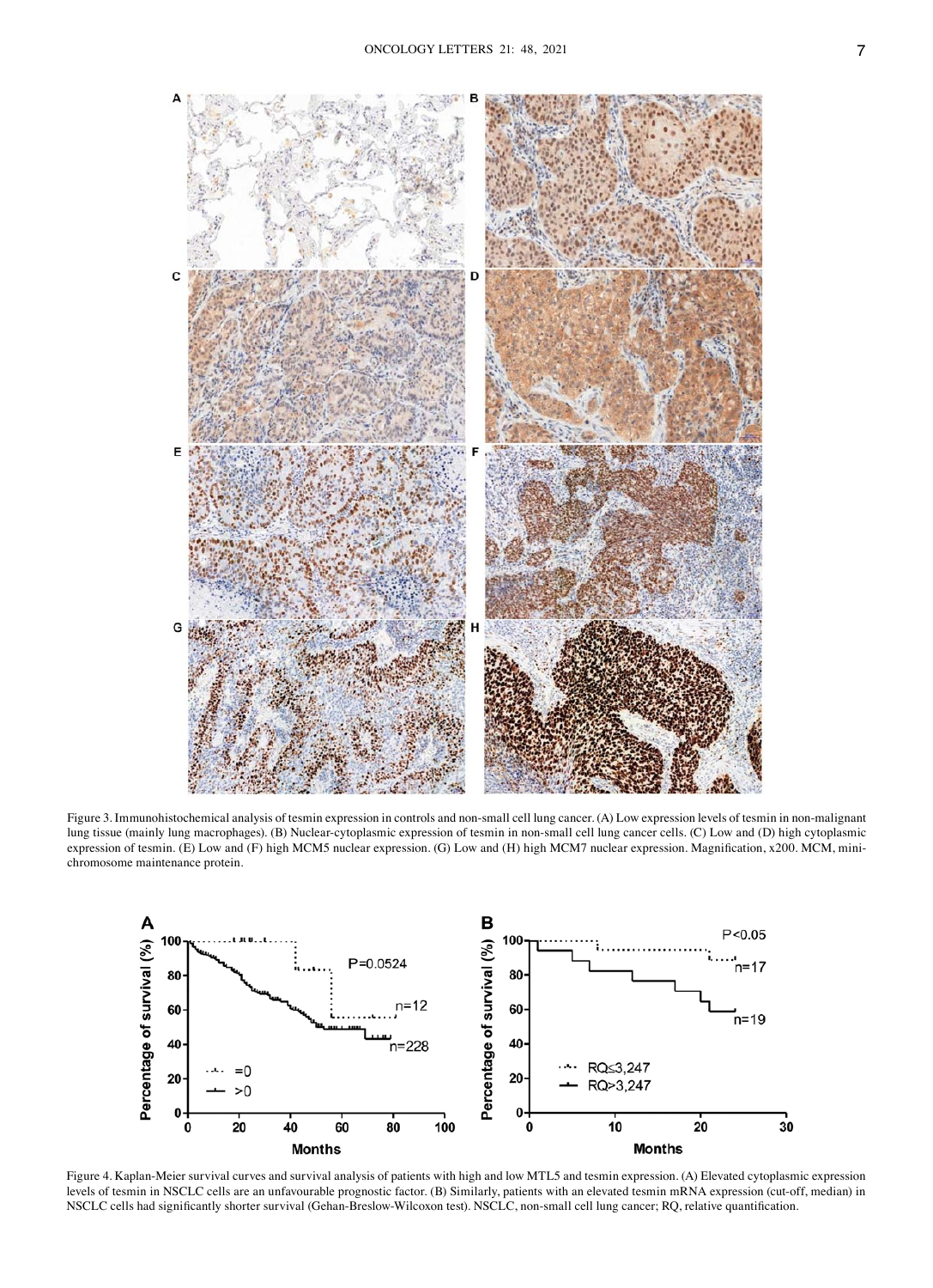Figure 3. Immunohistochemical analysis of tesmin expression in controls and non-small cell lung cancer. (A) Low expression levels of tesmin in non-malignant lung tissue (mainly lung macrophages). (B) Nuclear-cytoplasmic expression of tesmin in non-small cell lung cancer cells. (C) Low and (D) high cytoplasmic expression of tesmin. (E) Low and (F) high MCM5 nuclear expression. (G) Low and (H) high MCM7 nuclear expression. Magnification, x200. MCM, mini-chromosome maintenance protein.

Figure 4. Kaplan-Meier survival curves and survival analysis of patients with high and low MTL5 and tesmin expression. (A) Elevated cytoplasmic expression levels of tesmin in NSCLC cells are an unfavourable prognostic factor. (B) Similarly, patients with an elevated tesmin mRNA expression (cut-off, median) in NSCLC cells had significantly shorter survival (Gehan-Breslow-Wilcoxon test). NSCLC, non-small cell lung cancer; RQ, relative quantification.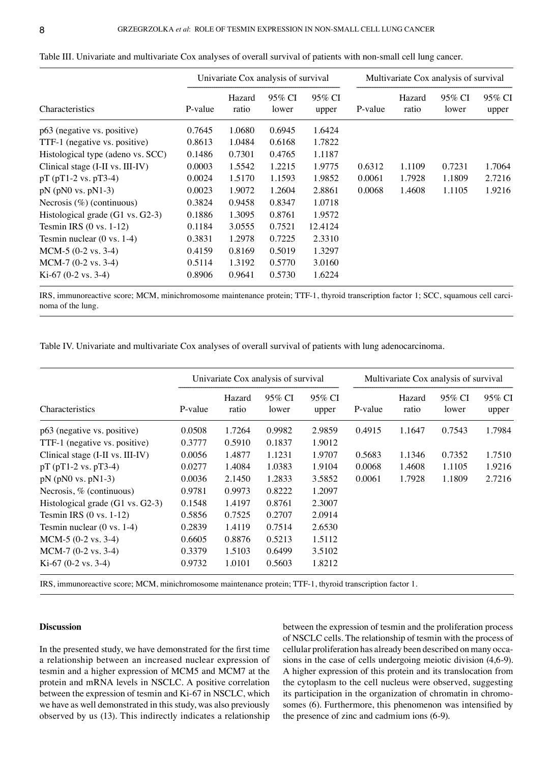Table III. Univariate and multivariate Cox analyses of overall survival of patients with non-small cell lung cancer.

| Characteristics | Univariate Cox analysis of survival | | | | Multivariate Cox analysis of survival | | | |
|---|---|---|---|---|---|---|---|---|
| | P-value | Hazard ratio | 95% CI lower | 95% CI upper | P-value | Hazard ratio | 95% CI lower | 95% CI upper |
| p63 (negative vs. positive) | 0.7645 | 1.0680 | 0.6945 | 1.6424 | | | | |
| TTF-1 (negative vs. positive) | 0.8613 | 1.0484 | 0.6168 | 1.7822 | | | | |
| Histological type (adeno vs. SCC) | 0.1486 | 0.7301 | 0.4765 | 1.1187 | | | | |
| Clinical stage (I-II vs. III-IV) | 0.0003 | 1.5542 | 1.2215 | 1.9775 | 0.6312 | 1.1109 | 0.7231 | 1.7064 |
| pT (pT1-2 vs. pT3-4) | 0.0024 | 1.5170 | 1.1593 | 1.9852 | 0.0061 | 1.7928 | 1.1809 | 2.7216 |
| pN (pN0 vs. pN1-3) | 0.0023 | 1.9072 | 1.2604 | 2.8861 | 0.0068 | 1.4608 | 1.1105 | 1.9216 |
| Necrosis (%) (continuous) | 0.3824 | 0.9458 | 0.8347 | 1.0718 | | | | |
| Histological grade (G1 vs. G2-3) | 0.1886 | 1.3095 | 0.8761 | 1.9572 | | | | |
| Tesmin IRS (0 vs. 1-12) | 0.1184 | 3.0555 | 0.7521 | 12.4124 | | | | |
| Tesmin nuclear (0 vs. 1-4) | 0.3831 | 1.2978 | 0.7225 | 2.3310 | | | | |
| MCM-5 (0-2 vs. 3-4) | 0.4159 | 0.8169 | 0.5019 | 1.3297 | | | | |
| MCM-7 (0-2 vs. 3-4) | 0.5114 | 1.3192 | 0.5770 | 3.0160 | | | | |
| Ki-67 (0-2 vs. 3-4) | 0.8906 | 0.9641 | 0.5730 | 1.6224 | | | | |

IRS, immunoreactive score; MCM, minichromosome maintenance protein; TTF-1, thyroid transcription factor 1; SCC, squamous cell carcinoma of the lung.

Table IV. Univariate and multivariate Cox analyses of overall survival of patients with lung adenocarcinoma.

| Characteristics | Univariate Cox analysis of survival | | | | Multivariate Cox analysis of survival | | | |
|---|---|---|---|---|---|---|---|---|
| | P-value | Hazard ratio | 95% CI lower | 95% CI upper | P-value | Hazard ratio | 95% CI lower | 95% CI upper |
| p63 (negative vs. positive) | 0.0508 | 1.7264 | 0.9982 | 2.9859 | 0.4915 | 1.1647 | 0.7543 | 1.7984 |
| TTF-1 (negative vs. positive) | 0.3777 | 0.5910 | 0.1837 | 1.9012 | | | | |
| Clinical stage (I-II vs. III-IV) | 0.0056 | 1.4877 | 1.1231 | 1.9707 | 0.5683 | 1.1346 | 0.7352 | 1.7510 |
| pT (pT1-2 vs. pT3-4) | 0.0277 | 1.4084 | 1.0383 | 1.9104 | 0.0068 | 1.4608 | 1.1105 | 1.9216 |
| pN (pN0 vs. pN1-3) | 0.0036 | 2.1450 | 1.2833 | 3.5852 | 0.0061 | 1.7928 | 1.1809 | 2.7216 |
| Necrosis, % (continuous) | 0.9781 | 0.9973 | 0.8222 | 1.2097 | | | | |
| Histological grade (G1 vs. G2-3) | 0.1548 | 1.4197 | 0.8761 | 2.3007 | | | | |
| Tesmin IRS (0 vs. 1-12) | 0.5856 | 0.7525 | 0.2707 | 2.0914 | | | | |
| Tesmin nuclear (0 vs. 1-4) | 0.2839 | 1.4119 | 0.7514 | 2.6530 | | | | |
| MCM-5 (0-2 vs. 3-4) | 0.6605 | 0.8876 | 0.5213 | 1.5112 | | | | |
| MCM-7 (0-2 vs. 3-4) | 0.3379 | 1.5103 | 0.6499 | 3.5102 | | | | |
| Ki-67 (0-2 vs. 3-4) | 0.9732 | 1.0101 | 0.5603 | 1.8212 | | | | |

IRS, immunoreactive score; MCM, minichromosome maintenance protein; TTF-1, thyroid transcription factor 1.

## Discussion

In the presented study, we have demonstrated for the first time a relationship between an increased nuclear expression of tesmin and a higher expression of MCM5 and MCM7 at the protein and mRNA levels in NSCLC. A positive correlation between the expression of tesmin and Ki-67 in NSCLC, which we have as well demonstrated in this study, was also previously observed by us (13). This indirectly indicates a relationship between the expression of tesmin and the proliferation process of NSCLC cells. The relationship of tesmin with the process of cellular proliferation has already been described on many occasions in the case of cells undergoing meiotic division (4,6-9). A higher expression of this protein and its translocation from the cytoplasm to the cell nucleus were observed, suggesting its participation in the organization of chromatin in chromosomes (6). Furthermore, this phenomenon was intensified by the presence of zinc and cadmium ions (6-9).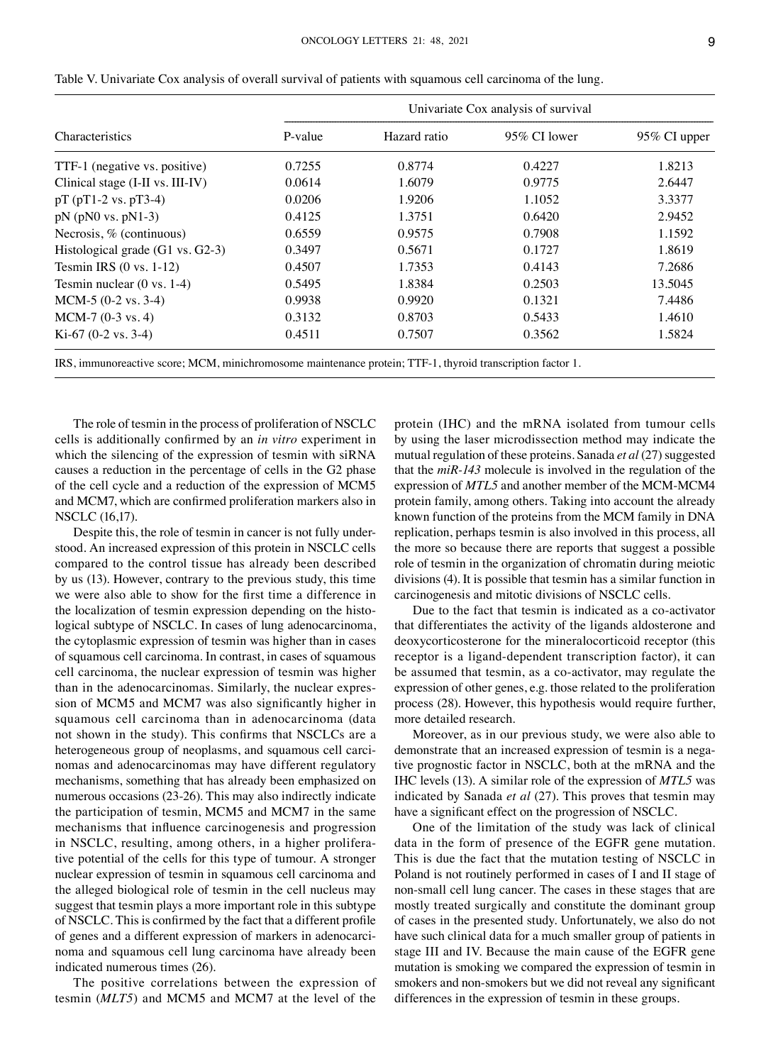Table V. Univariate Cox analysis of overall survival of patients with squamous cell carcinoma of the lung.

| Characteristics | Univariate Cox analysis of survival | | | |
|---|---|---|---|---|
| | P-value | Hazard ratio | 95% CI lower | 95% CI upper |
| TTF-1 (negative vs. positive) | 0.7255 | 0.8774 | 0.4227 | 1.8213 |
| Clinical stage (I-II vs. III-IV) | 0.0614 | 1.6079 | 0.9775 | 2.6447 |
| pT (pT1-2 vs. pT3-4) | 0.0206 | 1.9206 | 1.1052 | 3.3377 |
| pN (pN0 vs. pN1-3) | 0.4125 | 1.3751 | 0.6420 | 2.9452 |
| Necrosis, % (continuous) | 0.6559 | 0.9575 | 0.7908 | 1.1592 |
| Histological grade (G1 vs. G2-3) | 0.3497 | 0.5671 | 0.1727 | 1.8619 |
| Tesmin IRS (0 vs. 1-12) | 0.4507 | 1.7353 | 0.4143 | 7.2686 |
| Tesmin nuclear (0 vs. 1-4) | 0.5495 | 1.8384 | 0.2503 | 13.5045 |
| MCM-5 (0-2 vs. 3-4) | 0.9938 | 0.9920 | 0.1321 | 7.4486 |
| MCM-7 (0-3 vs. 4) | 0.3132 | 0.8703 | 0.5433 | 1.4610 |
| Ki-67 (0-2 vs. 3-4) | 0.4511 | 0.7507 | 0.3562 | 1.5824 |

IRS, immunoreactive score; MCM, minichromosome maintenance protein; TTF-1, thyroid transcription factor 1.

The role of tesmin in the process of proliferation of NSCLC cells is additionally confirmed by an *in vitro* experiment in which the silencing of the expression of tesmin with siRNA causes a reduction in the percentage of cells in the G2 phase of the cell cycle and a reduction of the expression of MCM5 and MCM7, which are confirmed proliferation markers also in NSCLC (16,17).

Despite this, the role of tesmin in cancer is not fully understood. An increased expression of this protein in NSCLC cells compared to the control tissue has already been described by us (13). However, contrary to the previous study, this time we were also able to show for the first time a difference in the localization of tesmin expression depending on the histological subtype of NSCLC. In cases of lung adenocarcinoma, the cytoplasmic expression of tesmin was higher than in cases of squamous cell carcinoma. In contrast, in cases of squamous cell carcinoma, the nuclear expression of tesmin was higher than in the adenocarcinomas. Similarly, the nuclear expression of MCM5 and MCM7 was also significantly higher in squamous cell carcinoma than in adenocarcinoma (data not shown in the study). This confirms that NSCLCs are a heterogeneous group of neoplasms, and squamous cell carcinomas and adenocarcinomas may have different regulatory mechanisms, something that has already been emphasized on numerous occasions (23-26). This may also indirectly indicate the participation of tesmin, MCM5 and MCM7 in the same mechanisms that influence carcinogenesis and progression in NSCLC, resulting, among others, in a higher proliferative potential of the cells for this type of tumour. A stronger nuclear expression of tesmin in squamous cell carcinoma and the alleged biological role of tesmin in the cell nucleus may suggest that tesmin plays a more important role in this subtype of NSCLC. This is confirmed by the fact that a different profile of genes and a different expression of markers in adenocarcinoma and squamous cell lung carcinoma have already been indicated numerous times (26).

The positive correlations between the expression of tesmin (*MLT5*) and MCM5 and MCM7 at the level of the protein (IHC) and the mRNA isolated from tumour cells by using the laser microdissection method may indicate the mutual regulation of these proteins. Sanada *et al* (27) suggested that the *miR-143* molecule is involved in the regulation of the expression of *MTL5* and another member of the MCM-MCM4 protein family, among others. Taking into account the already known function of the proteins from the MCM family in DNA replication, perhaps tesmin is also involved in this process, all the more so because there are reports that suggest a possible role of tesmin in the organization of chromatin during meiotic divisions (4). It is possible that tesmin has a similar function in carcinogenesis and mitotic divisions of NSCLC cells.

Due to the fact that tesmin is indicated as a co-activator that differentiates the activity of the ligands aldosterone and deoxycorticosterone for the mineralocorticoid receptor (this receptor is a ligand-dependent transcription factor), it can be assumed that tesmin, as a co-activator, may regulate the expression of other genes, e.g. those related to the proliferation process (28). However, this hypothesis would require further, more detailed research.

Moreover, as in our previous study, we were also able to demonstrate that an increased expression of tesmin is a negative prognostic factor in NSCLC, both at the mRNA and the IHC levels (13). A similar role of the expression of *MTL5* was indicated by Sanada *et al* (27). This proves that tesmin may have a significant effect on the progression of NSCLC.

One of the limitation of the study was lack of clinical data in the form of presence of the EGFR gene mutation. This is due the fact that the mutation testing of NSCLC in Poland is not routinely performed in cases of I and II stage of non-small cell lung cancer. The cases in these stages that are mostly treated surgically and constitute the dominant group of cases in the presented study. Unfortunately, we also do not have such clinical data for a much smaller group of patients in stage III and IV. Because the main cause of the EGFR gene mutation is smoking we compared the expression of tesmin in smokers and non-smokers but we did not reveal any significant differences in the expression of tesmin in these groups.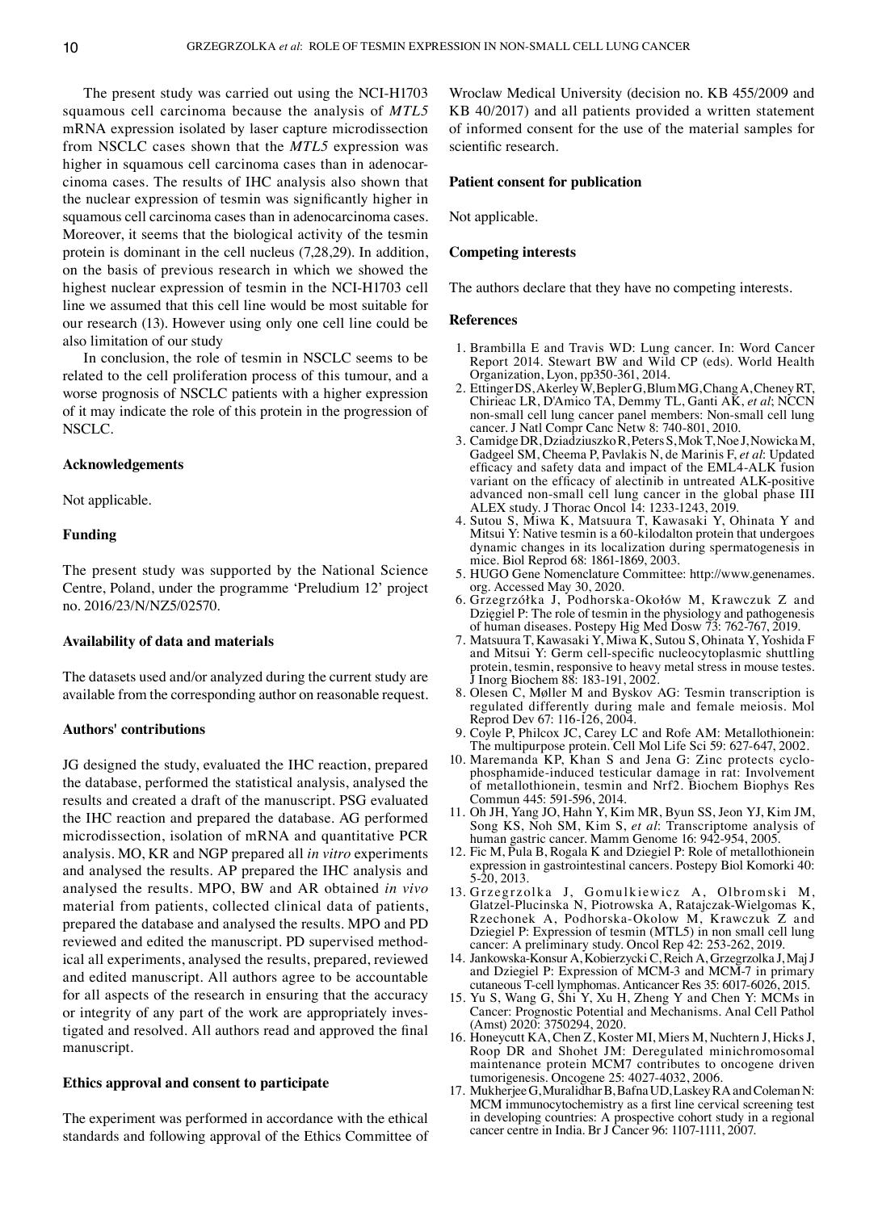The present study was carried out using the NCI‑H1703 squamous cell carcinoma because the analysis of *MTL5* mRNA expression isolated by laser capture microdissection from NSCLC cases shown that the *MTL5* expression was higher in squamous cell carcinoma cases than in adenocarcinoma cases. The results of IHC analysis also shown that the nuclear expression of tesmin was significantly higher in squamous cell carcinoma cases than in adenocarcinoma cases. Moreover, it seems that the biological activity of the tesmin protein is dominant in the cell nucleus (7,28,29). In addition, on the basis of previous research in which we showed the highest nuclear expression of tesmin in the NCI‑H1703 cell line we assumed that this cell line would be most suitable for our research (13). However using only one cell line could be also limitation of our study

In conclusion, the role of tesmin in NSCLC seems to be related to the cell proliferation process of this tumour, and a worse prognosis of NSCLC patients with a higher expression of it may indicate the role of this protein in the progression of NSCLC.

## Acknowledgements

Not applicable.

## Funding

The present study was supported by the National Science Centre, Poland, under the programme 'Preludium 12' project no. 2016/23/N/NZ5/02570.

## Availability of data and materials

The datasets used and/or analyzed during the current study are available from the corresponding author on reasonable request.

## Authors' contributions

JG designed the study, evaluated the IHC reaction, prepared the database, performed the statistical analysis, analysed the results and created a draft of the manuscript. PSG evaluated the IHC reaction and prepared the database. AG performed microdissection, isolation of mRNA and quantitative PCR analysis. MO, KR and NGP prepared all *in vitro* experiments and analysed the results. AP prepared the IHC analysis and analysed the results. MPO, BW and AR obtained *in vivo* material from patients, collected clinical data of patients, prepared the database and analysed the results. MPO and PD reviewed and edited the manuscript. PD supervised methodical all experiments, analysed the results, prepared, reviewed and edited manuscript. All authors agree to be accountable for all aspects of the research in ensuring that the accuracy or integrity of any part of the work are appropriately investigated and resolved. All authors read and approved the final manuscript.

## Ethics approval and consent to participate

The experiment was performed in accordance with the ethical standards and following approval of the Ethics Committee of Wroclaw Medical University (decision no. KB 455/2009 and KB 40/2017) and all patients provided a written statement of informed consent for the use of the material samples for scientific research.

## Patient consent for publication

Not applicable.

## Competing interests

The authors declare that they have no competing interests.

## References

1. Brambilla E and Travis WD: Lung cancer. In: Word Cancer Report 2014. Stewart BW and Wild CP (eds). World Health Organization, Lyon, pp350‑361, 2014.
2. Ettinger DS, Akerley W, Bepler G, Blum MG, Chang A, Cheney RT, Chirieac LR, D'Amico TA, Demmy TL, Ganti AK, *et al*; NCCN non‑small cell lung cancer panel members: Non‑small cell lung cancer. J Natl Compr Canc Netw 8: 740‑801, 2010.
3. Camidge DR, Dziadziuszko R, Peters S, Mok T, Noe J, Nowicka M, Gadgeel SM, Cheema P, Pavlakis N, de Marinis F, *et al*: Updated efficacy and safety data and impact of the EML4‑ALK fusion variant on the efficacy of alectinib in untreated ALK‑positive advanced non‑small cell lung cancer in the global phase III ALEX study. J Thorac Oncol 14: 1233‑1243, 2019.
4. Sutou S, Miwa K, Matsuura T, Kawasaki Y, Ohinata Y and Mitsui Y: Native tesmin is a 60‑kilodalton protein that undergoes dynamic changes in its localization during spermatogenesis in mice. Biol Reprod 68: 1861‑1869, 2003.
5. HUGO Gene Nomenclature Committee: http://www.genenames.org. Accessed May 30, 2020.
6. Grzegrzółka J, Podhorska‑Okołów M, Krawczuk Z and Dzięgiel P: The role of tesmin in the physiology and pathogenesis of human diseases. Postepy Hig Med Dosw 73: 762‑767, 2019.
7. Matsuura T, Kawasaki Y, Miwa K, Sutou S, Ohinata Y, Yoshida F and Mitsui Y: Germ cell‑specific nucleocytoplasmic shuttling protein, tesmin, responsive to heavy metal stress in mouse testes. J Inorg Biochem 88: 183‑191, 2002.
8. Olesen C, Møller M and Byskov AG: Tesmin transcription is regulated differently during male and female meiosis. Mol Reprod Dev 67: 116‑126, 2004.
9. Coyle P, Philcox JC, Carey LC and Rofe AM: Metallothionein: The multipurpose protein. Cell Mol Life Sci 59: 627‑647, 2002.
10. Maremanda KP, Khan S and Jena G: Zinc protects cyclophosphamide‑induced testicular damage in rat: Involvement of metallothionein, tesmin and Nrf2. Biochem Biophys Res Commun 445: 591‑596, 2014.
11. Oh JH, Yang JO, Hahn Y, Kim MR, Byun SS, Jeon YJ, Kim JM, Song KS, Noh SM, Kim S, *et al*: Transcriptome analysis of human gastric cancer. Mamm Genome 16: 942‑954, 2005.
12. Fic M, Pula B, Rogala K and Dziegiel P: Role of metallothionein expression in gastrointestinal cancers. Postepy Biol Komorki 40: 5‑20, 2013.
13. Grzegrzolka J, Gomulkiewicz A, Olbromski M, Glatzel‑Plucinska N, Piotrowska A, Ratajczak‑Wielgomas K, Rzechonek A, Podhorska‑Okolow M, Krawczuk Z and Dziegiel P: Expression of tesmin (MTL5) in non small cell lung cancer: A preliminary study. Oncol Rep 42: 253‑262, 2019.
14. Jankowska‑Konsur A, Kobierzycki C, Reich A, Grzegrzolka J, Maj J and Dziegiel P: Expression of MCM‑3 and MCM‑7 in primary cutaneous T‑cell lymphomas. Anticancer Res 35: 6017‑6026, 2015.
15. Yu S, Wang G, Shi Y, Xu H, Zheng Y and Chen Y: MCMs in Cancer: Prognostic Potential and Mechanisms. Anal Cell Pathol (Amst) 2020: 3750294, 2020.
16. Honeycutt KA, Chen Z, Koster MI, Miers M, Nuchtern J, Hicks J, Roop DR and Shohet JM: Deregulated minichromosomal maintenance protein MCM7 contributes to oncogene driven tumorigenesis. Oncogene 25: 4027‑4032, 2006.
17. Mukherjee G, Muralidhar B, Bafna UD, Laskey RA and Coleman N: MCM immunocytochemistry as a first line cervical screening test in developing countries: A prospective cohort study in a regional cancer centre in India. Br J Cancer 96: 1107‑1111, 2007.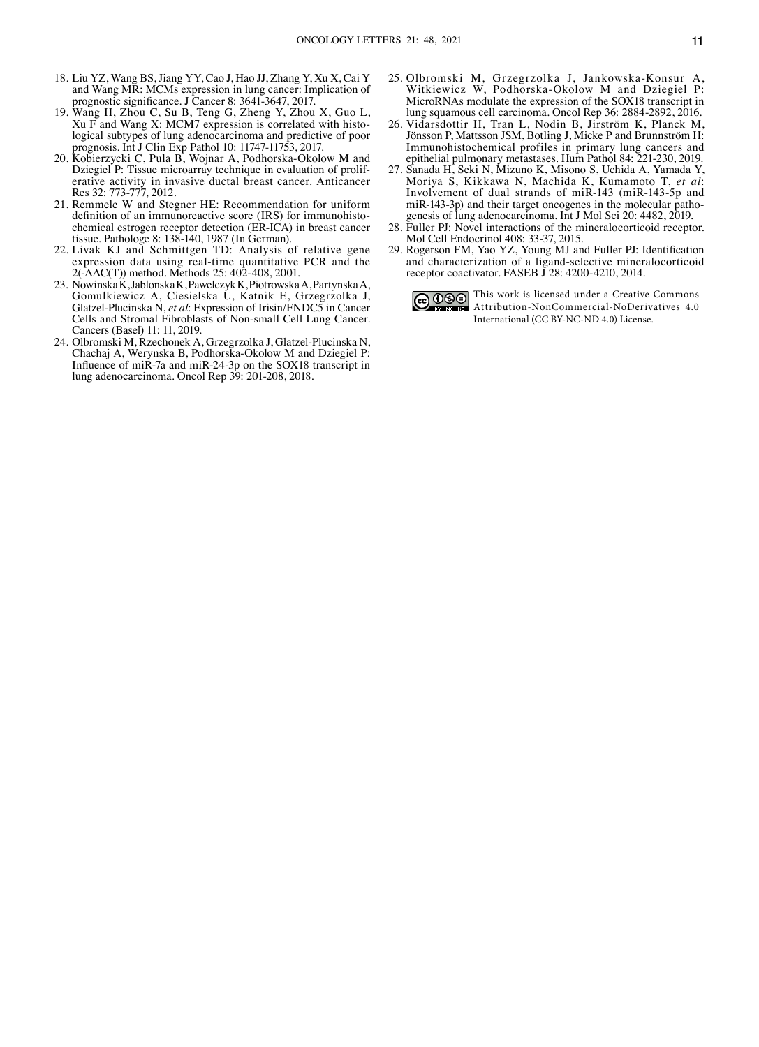18. Liu YZ, Wang BS, Jiang YY, Cao J, Hao JJ, Zhang Y, Xu X, Cai Y and Wang MR: MCMs expression in lung cancer: Implication of prognostic significance. J Cancer 8: 3641-3647, 2017.
19. Wang H, Zhou C, Su B, Teng G, Zheng Y, Zhou X, Guo L, Xu F and Wang X: MCM7 expression is correlated with histological subtypes of lung adenocarcinoma and predictive of poor prognosis. Int J Clin Exp Pathol 10: 11747-11753, 2017.
20. Kobierzycki C, Pula B, Wojnar A, Podhorska-Okolow M and Dziegiel P: Tissue microarray technique in evaluation of proliferative activity in invasive ductal breast cancer. Anticancer Res 32: 773-777, 2012.
21. Remmele W and Stegner HE: Recommendation for uniform definition of an immunoreactive score (IRS) for immunohistochemical estrogen receptor detection (ER-ICA) in breast cancer tissue. Pathologe 8: 138-140, 1987 (In German).
22. Livak KJ and Schmittgen TD: Analysis of relative gene expression data using real-time quantitative PCR and the 2(-ΔΔC(T)) method. Methods 25: 402-408, 2001.
23. Nowinska K, Jablonska K, Pawelczyk K, Piotrowska A, Partynska A, Gomulkiewicz A, Ciesielska U, Katnik E, Grzegrzolka J, Glatzel-Plucinska N, *et al*: Expression of Irisin/FNDC5 in Cancer Cells and Stromal Fibroblasts of Non-small Cell Lung Cancer. Cancers (Basel) 11: 11, 2019.
24. Olbromski M, Rzechonek A, Grzegrzolka J, Glatzel-Plucinska N, Chachaj A, Werynska B, Podhorska-Okolow M and Dziegiel P: Influence of miR-7a and miR-24-3p on the SOX18 transcript in lung adenocarcinoma. Oncol Rep 39: 201-208, 2018.
25. Olbromski M, Grzegrzolka J, Jankowska-Konsur A, Witkiewicz W, Podhorska-Okolow M and Dziegiel P: MicroRNAs modulate the expression of the SOX18 transcript in lung squamous cell carcinoma. Oncol Rep 36: 2884-2892, 2016.
26. Vidarsdottir H, Tran L, Nodin B, Jirström K, Planck M, Jönsson P, Mattsson JSM, Botling J, Micke P and Brunnström H: Immunohistochemical profiles in primary lung cancers and epithelial pulmonary metastases. Hum Pathol 84: 221-230, 2019.
27. Sanada H, Seki N, Mizuno K, Misono S, Uchida A, Yamada Y, Moriya S, Kikkawa N, Machida K, Kumamoto T, *et al*: Involvement of dual strands of miR-143 (miR-143-5p and miR-143-3p) and their target oncogenes in the molecular pathogenesis of lung adenocarcinoma. Int J Mol Sci 20: 4482, 2019.
28. Fuller PJ: Novel interactions of the mineralocorticoid receptor. Mol Cell Endocrinol 408: 33-37, 2015.
29. Rogerson FM, Yao YZ, Young MJ and Fuller PJ: Identification and characterization of a ligand-selective mineralocorticoid receptor coactivator. FASEB J 28: 4200-4210, 2014.

This work is licensed under a Creative Commons Attribution-NonCommercial-NoDerivatives 4.0 International (CC BY-NC-ND 4.0) License.